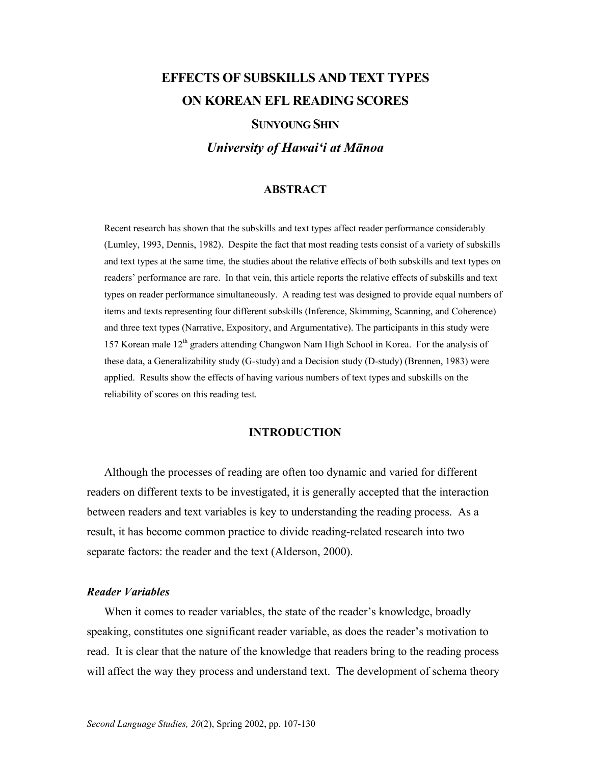# EFFECTS OF SUBSKILLS AND TEXT TYPES ON KOREAN EFL READING SCORES

**SUNYOUNG SHIN**

***University of Hawai'i at Mānoa***

## ABSTRACT

Recent research has shown that the subskills and text types affect reader performance considerably (Lumley, 1993, Dennis, 1982). Despite the fact that most reading tests consist of a variety of subskills and text types at the same time, the studies about the relative effects of both subskills and text types on readers' performance are rare. In that vein, this article reports the relative effects of subskills and text types on reader performance simultaneously. A reading test was designed to provide equal numbers of items and texts representing four different subskills (Inference, Skimming, Scanning, and Coherence) and three text types (Narrative, Expository, and Argumentative). The participants in this study were 157 Korean male 12th graders attending Changwon Nam High School in Korea. For the analysis of these data, a Generalizability study (G-study) and a Decision study (D-study) (Brennen, 1983) were applied. Results show the effects of having various numbers of text types and subskills on the reliability of scores on this reading test.

## INTRODUCTION

Although the processes of reading are often too dynamic and varied for different readers on different texts to be investigated, it is generally accepted that the interaction between readers and text variables is key to understanding the reading process. As a result, it has become common practice to divide reading-related research into two separate factors: the reader and the text (Alderson, 2000).

### *Reader Variables*

When it comes to reader variables, the state of the reader's knowledge, broadly speaking, constitutes one significant reader variable, as does the reader's motivation to read. It is clear that the nature of the knowledge that readers bring to the reading process will affect the way they process and understand text. The development of schema theory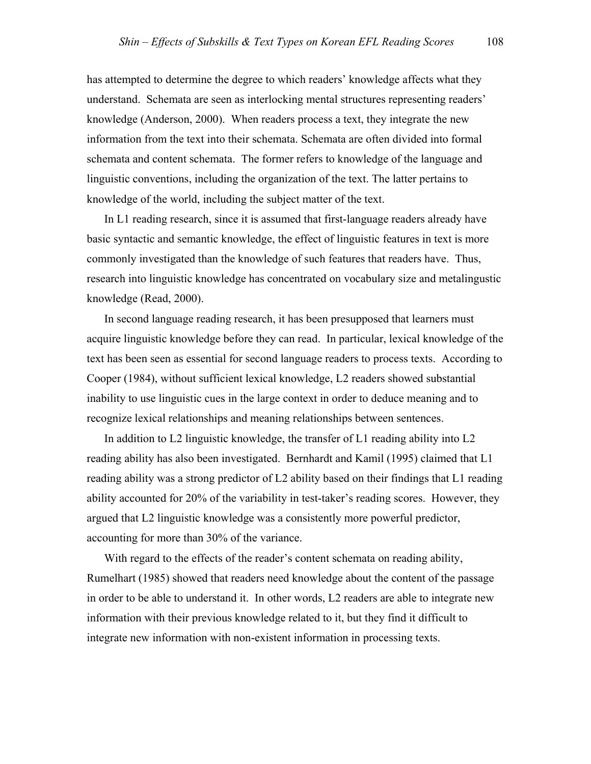has attempted to determine the degree to which readers' knowledge affects what they understand. Schemata are seen as interlocking mental structures representing readers' knowledge (Anderson, 2000). When readers process a text, they integrate the new information from the text into their schemata. Schemata are often divided into formal schemata and content schemata. The former refers to knowledge of the language and linguistic conventions, including the organization of the text. The latter pertains to knowledge of the world, including the subject matter of the text.

In L1 reading research, since it is assumed that first-language readers already have basic syntactic and semantic knowledge, the effect of linguistic features in text is more commonly investigated than the knowledge of such features that readers have. Thus, research into linguistic knowledge has concentrated on vocabulary size and metalingustic knowledge (Read, 2000).

In second language reading research, it has been presupposed that learners must acquire linguistic knowledge before they can read. In particular, lexical knowledge of the text has been seen as essential for second language readers to process texts. According to Cooper (1984), without sufficient lexical knowledge, L2 readers showed substantial inability to use linguistic cues in the large context in order to deduce meaning and to recognize lexical relationships and meaning relationships between sentences.

In addition to L2 linguistic knowledge, the transfer of L1 reading ability into L2 reading ability has also been investigated. Bernhardt and Kamil (1995) claimed that L1 reading ability was a strong predictor of L2 ability based on their findings that L1 reading ability accounted for 20% of the variability in test-taker's reading scores. However, they argued that L2 linguistic knowledge was a consistently more powerful predictor, accounting for more than 30% of the variance.

With regard to the effects of the reader's content schemata on reading ability, Rumelhart (1985) showed that readers need knowledge about the content of the passage in order to be able to understand it. In other words, L2 readers are able to integrate new information with their previous knowledge related to it, but they find it difficult to integrate new information with non-existent information in processing texts.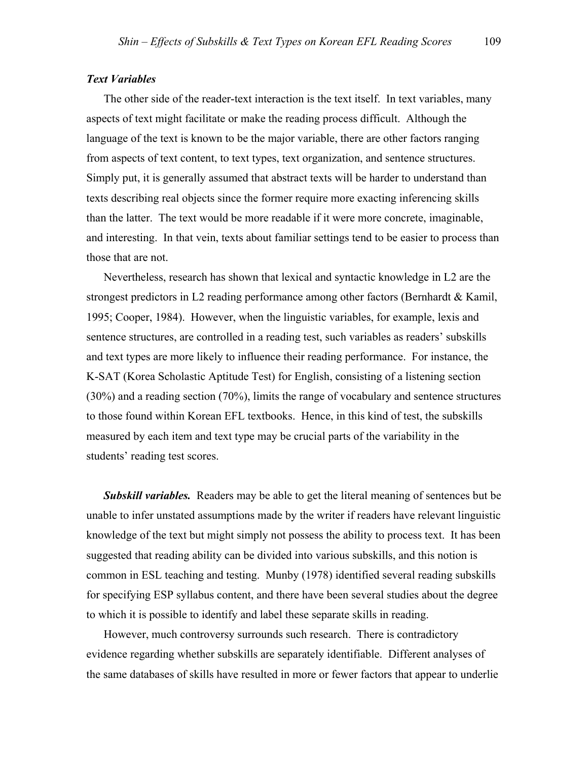### *Text Variables*

The other side of the reader-text interaction is the text itself. In text variables, many aspects of text might facilitate or make the reading process difficult. Although the language of the text is known to be the major variable, there are other factors ranging from aspects of text content, to text types, text organization, and sentence structures. Simply put, it is generally assumed that abstract texts will be harder to understand than texts describing real objects since the former require more exacting inferencing skills than the latter. The text would be more readable if it were more concrete, imaginable, and interesting. In that vein, texts about familiar settings tend to be easier to process than those that are not.

Nevertheless, research has shown that lexical and syntactic knowledge in L2 are the strongest predictors in L2 reading performance among other factors (Bernhardt & Kamil, 1995; Cooper, 1984). However, when the linguistic variables, for example, lexis and sentence structures, are controlled in a reading test, such variables as readers' subskills and text types are more likely to influence their reading performance. For instance, the K-SAT (Korea Scholastic Aptitude Test) for English, consisting of a listening section (30%) and a reading section (70%), limits the range of vocabulary and sentence structures to those found within Korean EFL textbooks. Hence, in this kind of test, the subskills measured by each item and text type may be crucial parts of the variability in the students' reading test scores.

***Subskill variables.*** Readers may be able to get the literal meaning of sentences but be unable to infer unstated assumptions made by the writer if readers have relevant linguistic knowledge of the text but might simply not possess the ability to process text. It has been suggested that reading ability can be divided into various subskills, and this notion is common in ESL teaching and testing. Munby (1978) identified several reading subskills for specifying ESP syllabus content, and there have been several studies about the degree to which it is possible to identify and label these separate skills in reading.

However, much controversy surrounds such research. There is contradictory evidence regarding whether subskills are separately identifiable. Different analyses of the same databases of skills have resulted in more or fewer factors that appear to underlie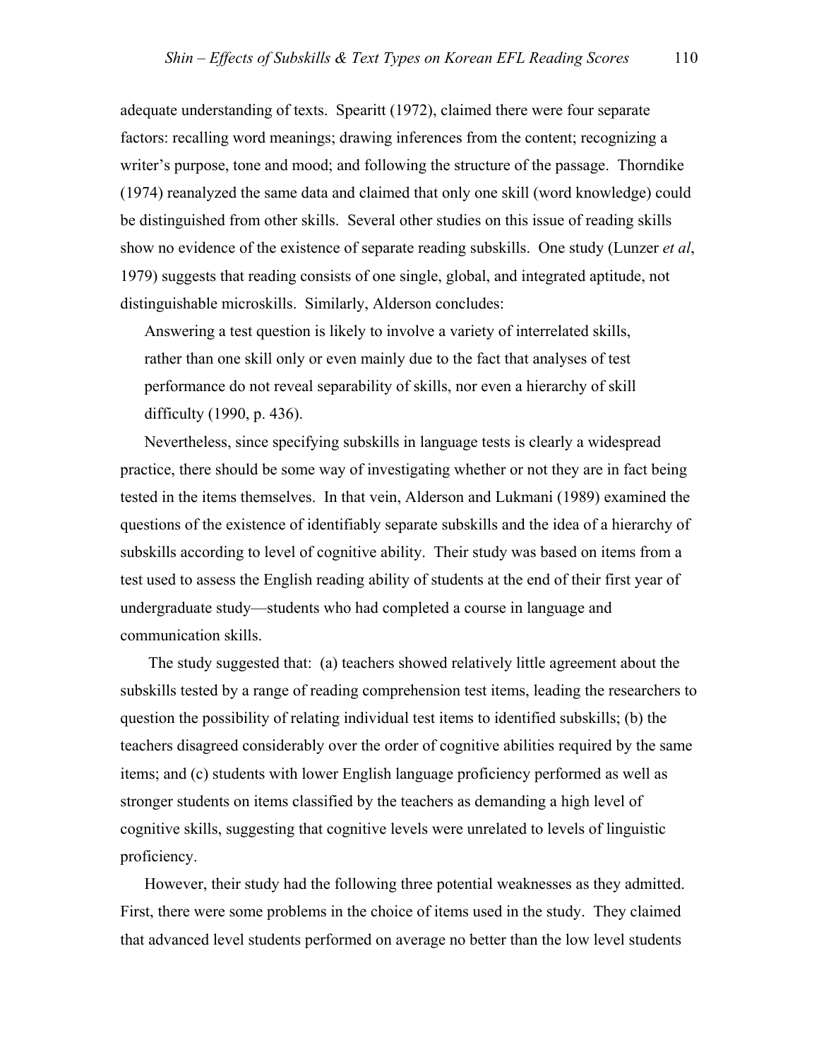adequate understanding of texts. Spearitt (1972), claimed there were four separate factors: recalling word meanings; drawing inferences from the content; recognizing a writer's purpose, tone and mood; and following the structure of the passage. Thorndike (1974) reanalyzed the same data and claimed that only one skill (word knowledge) could be distinguished from other skills. Several other studies on this issue of reading skills show no evidence of the existence of separate reading subskills. One study (Lunzer *et al*, 1979) suggests that reading consists of one single, global, and integrated aptitude, not distinguishable microskills. Similarly, Alderson concludes:

> Answering a test question is likely to involve a variety of interrelated skills, rather than one skill only or even mainly due to the fact that analyses of test performance do not reveal separability of skills, nor even a hierarchy of skill difficulty (1990, p. 436).

Nevertheless, since specifying subskills in language tests is clearly a widespread practice, there should be some way of investigating whether or not they are in fact being tested in the items themselves. In that vein, Alderson and Lukmani (1989) examined the questions of the existence of identifiably separate subskills and the idea of a hierarchy of subskills according to level of cognitive ability. Their study was based on items from a test used to assess the English reading ability of students at the end of their first year of undergraduate study—students who had completed a course in language and communication skills.

The study suggested that: (a) teachers showed relatively little agreement about the subskills tested by a range of reading comprehension test items, leading the researchers to question the possibility of relating individual test items to identified subskills; (b) the teachers disagreed considerably over the order of cognitive abilities required by the same items; and (c) students with lower English language proficiency performed as well as stronger students on items classified by the teachers as demanding a high level of cognitive skills, suggesting that cognitive levels were unrelated to levels of linguistic proficiency.

However, their study had the following three potential weaknesses as they admitted. First, there were some problems in the choice of items used in the study. They claimed that advanced level students performed on average no better than the low level students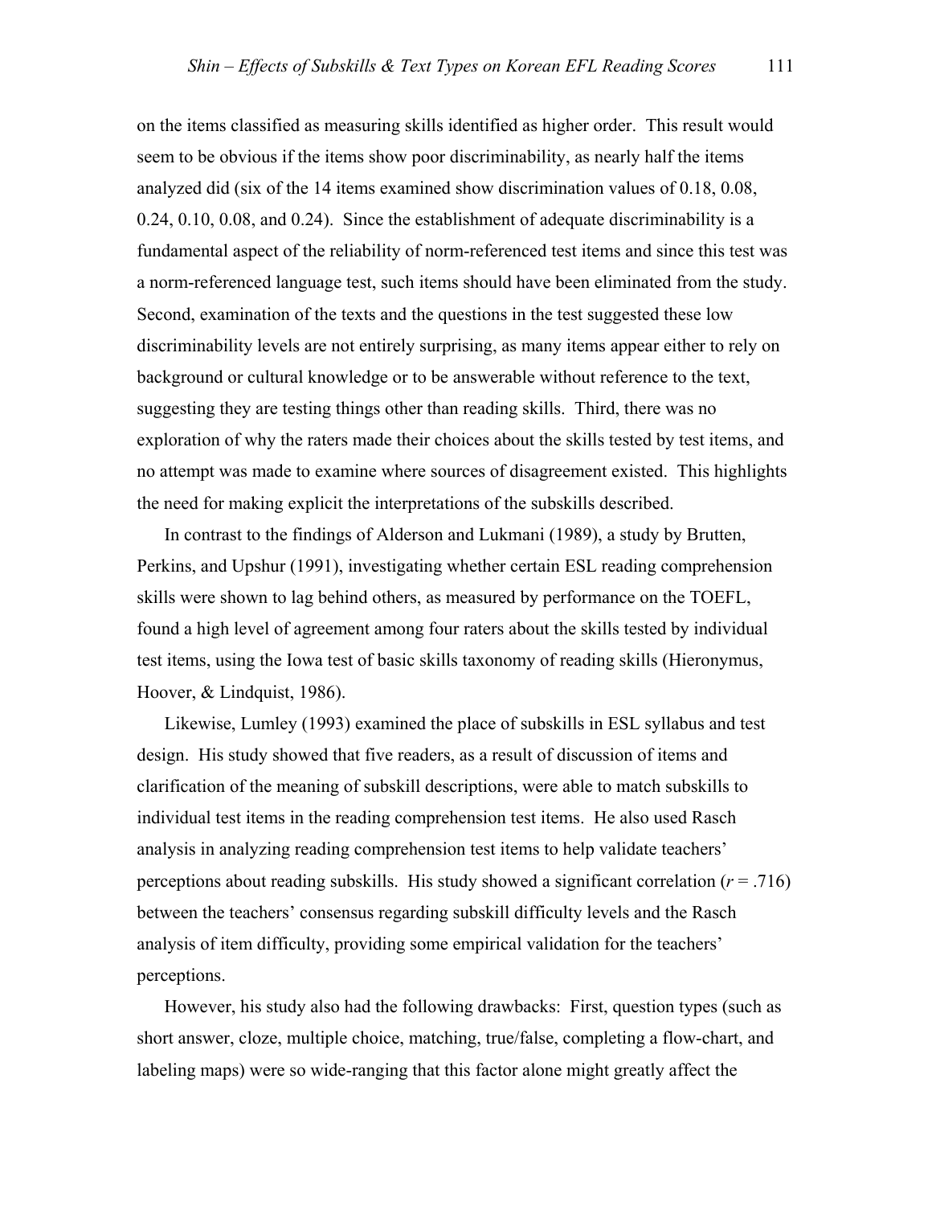on the items classified as measuring skills identified as higher order. This result would seem to be obvious if the items show poor discriminability, as nearly half the items analyzed did (six of the 14 items examined show discrimination values of 0.18, 0.08, 0.24, 0.10, 0.08, and 0.24). Since the establishment of adequate discriminability is a fundamental aspect of the reliability of norm-referenced test items and since this test was a norm-referenced language test, such items should have been eliminated from the study. Second, examination of the texts and the questions in the test suggested these low discriminability levels are not entirely surprising, as many items appear either to rely on background or cultural knowledge or to be answerable without reference to the text, suggesting they are testing things other than reading skills. Third, there was no exploration of why the raters made their choices about the skills tested by test items, and no attempt was made to examine where sources of disagreement existed. This highlights the need for making explicit the interpretations of the subskills described.

In contrast to the findings of Alderson and Lukmani (1989), a study by Brutten, Perkins, and Upshur (1991), investigating whether certain ESL reading comprehension skills were shown to lag behind others, as measured by performance on the TOEFL, found a high level of agreement among four raters about the skills tested by individual test items, using the Iowa test of basic skills taxonomy of reading skills (Hieronymus, Hoover, & Lindquist, 1986).

Likewise, Lumley (1993) examined the place of subskills in ESL syllabus and test design. His study showed that five readers, as a result of discussion of items and clarification of the meaning of subskill descriptions, were able to match subskills to individual test items in the reading comprehension test items. He also used Rasch analysis in analyzing reading comprehension test items to help validate teachers' perceptions about reading subskills. His study showed a significant correlation ($r = .716$) between the teachers' consensus regarding subskill difficulty levels and the Rasch analysis of item difficulty, providing some empirical validation for the teachers' perceptions.

However, his study also had the following drawbacks: First, question types (such as short answer, cloze, multiple choice, matching, true/false, completing a flow-chart, and labeling maps) were so wide-ranging that this factor alone might greatly affect the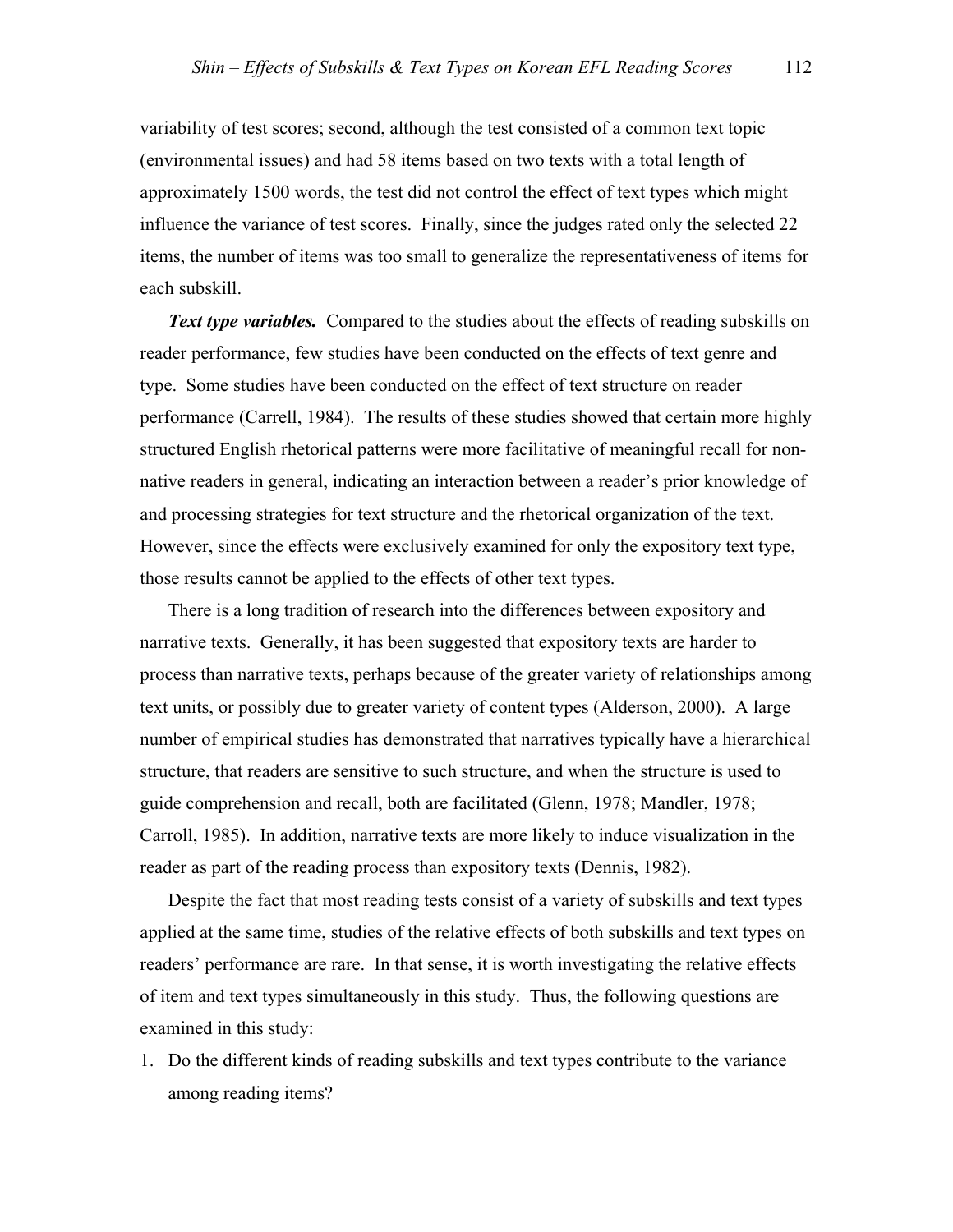variability of test scores; second, although the test consisted of a common text topic (environmental issues) and had 58 items based on two texts with a total length of approximately 1500 words, the test did not control the effect of text types which might influence the variance of test scores. Finally, since the judges rated only the selected 22 items, the number of items was too small to generalize the representativeness of items for each subskill.

***Text type variables.*** Compared to the studies about the effects of reading subskills on reader performance, few studies have been conducted on the effects of text genre and type. Some studies have been conducted on the effect of text structure on reader performance (Carrell, 1984). The results of these studies showed that certain more highly structured English rhetorical patterns were more facilitative of meaningful recall for non-native readers in general, indicating an interaction between a reader's prior knowledge of and processing strategies for text structure and the rhetorical organization of the text. However, since the effects were exclusively examined for only the expository text type, those results cannot be applied to the effects of other text types.

There is a long tradition of research into the differences between expository and narrative texts. Generally, it has been suggested that expository texts are harder to process than narrative texts, perhaps because of the greater variety of relationships among text units, or possibly due to greater variety of content types (Alderson, 2000). A large number of empirical studies has demonstrated that narratives typically have a hierarchical structure, that readers are sensitive to such structure, and when the structure is used to guide comprehension and recall, both are facilitated (Glenn, 1978; Mandler, 1978; Carroll, 1985). In addition, narrative texts are more likely to induce visualization in the reader as part of the reading process than expository texts (Dennis, 1982).

Despite the fact that most reading tests consist of a variety of subskills and text types applied at the same time, studies of the relative effects of both subskills and text types on readers' performance are rare. In that sense, it is worth investigating the relative effects of item and text types simultaneously in this study. Thus, the following questions are examined in this study:

1. Do the different kinds of reading subskills and text types contribute to the variance among reading items?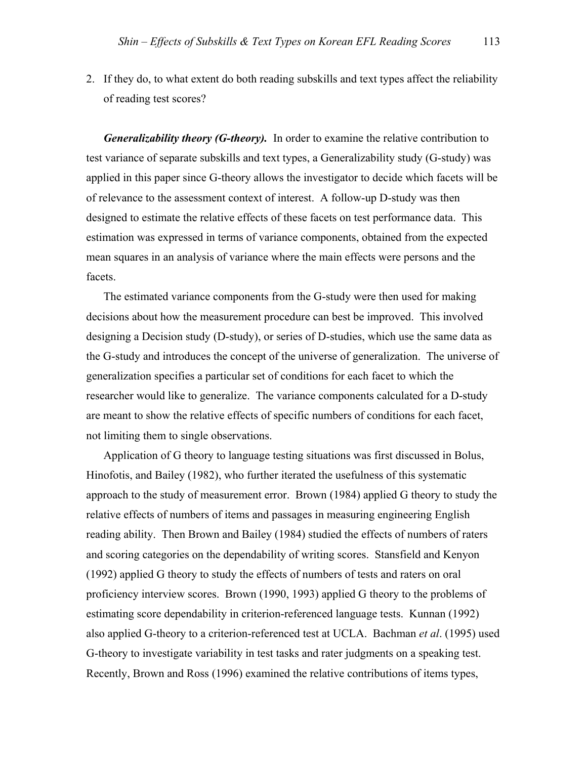2. If they do, to what extent do both reading subskills and text types affect the reliability of reading test scores?

***Generalizability theory (G-theory).*** In order to examine the relative contribution to test variance of separate subskills and text types, a Generalizability study (G-study) was applied in this paper since G-theory allows the investigator to decide which facets will be of relevance to the assessment context of interest. A follow-up D-study was then designed to estimate the relative effects of these facets on test performance data. This estimation was expressed in terms of variance components, obtained from the expected mean squares in an analysis of variance where the main effects were persons and the facets.

The estimated variance components from the G-study were then used for making decisions about how the measurement procedure can best be improved. This involved designing a Decision study (D-study), or series of D-studies, which use the same data as the G-study and introduces the concept of the universe of generalization. The universe of generalization specifies a particular set of conditions for each facet to which the researcher would like to generalize. The variance components calculated for a D-study are meant to show the relative effects of specific numbers of conditions for each facet, not limiting them to single observations.

Application of G theory to language testing situations was first discussed in Bolus, Hinofotis, and Bailey (1982), who further iterated the usefulness of this systematic approach to the study of measurement error. Brown (1984) applied G theory to study the relative effects of numbers of items and passages in measuring engineering English reading ability. Then Brown and Bailey (1984) studied the effects of numbers of raters and scoring categories on the dependability of writing scores. Stansfield and Kenyon (1992) applied G theory to study the effects of numbers of tests and raters on oral proficiency interview scores. Brown (1990, 1993) applied G theory to the problems of estimating score dependability in criterion-referenced language tests. Kunnan (1992) also applied G-theory to a criterion-referenced test at UCLA. Bachman *et al*. (1995) used G-theory to investigate variability in test tasks and rater judgments on a speaking test. Recently, Brown and Ross (1996) examined the relative contributions of items types,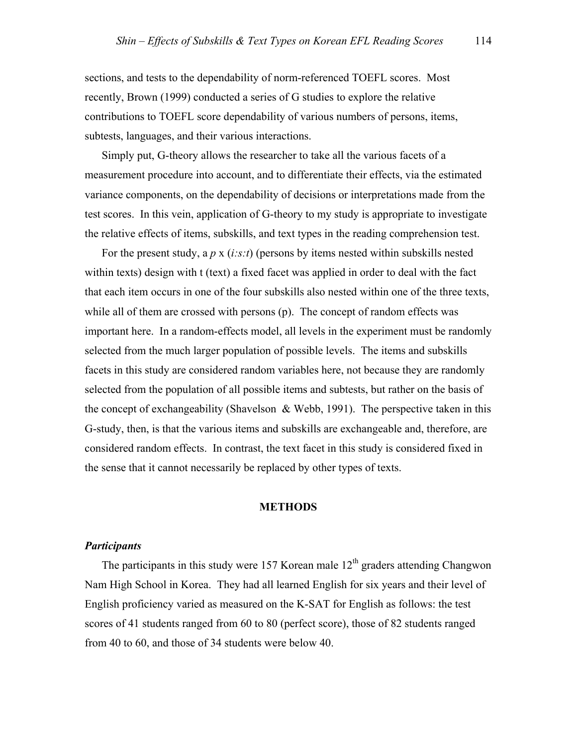sections, and tests to the dependability of norm-referenced TOEFL scores. Most recently, Brown (1999) conducted a series of G studies to explore the relative contributions to TOEFL score dependability of various numbers of persons, items, subtests, languages, and their various interactions.

Simply put, G-theory allows the researcher to take all the various facets of a measurement procedure into account, and to differentiate their effects, via the estimated variance components, on the dependability of decisions or interpretations made from the test scores. In this vein, application of G-theory to my study is appropriate to investigate the relative effects of items, subskills, and text types in the reading comprehension test.

For the present study, a *p* x (*i:s:t*) (persons by items nested within subskills nested within texts) design with t (text) a fixed facet was applied in order to deal with the fact that each item occurs in one of the four subskills also nested within one of the three texts, while all of them are crossed with persons (p). The concept of random effects was important here. In a random-effects model, all levels in the experiment must be randomly selected from the much larger population of possible levels. The items and subskills facets in this study are considered random variables here, not because they are randomly selected from the population of all possible items and subtests, but rather on the basis of the concept of exchangeability (Shavelson & Webb, 1991). The perspective taken in this G-study, then, is that the various items and subskills are exchangeable and, therefore, are considered random effects. In contrast, the text facet in this study is considered fixed in the sense that it cannot necessarily be replaced by other types of texts.

## METHODS

### *Participants*

The participants in this study were 157 Korean male 12th graders attending Changwon Nam High School in Korea. They had all learned English for six years and their level of English proficiency varied as measured on the K-SAT for English as follows: the test scores of 41 students ranged from 60 to 80 (perfect score), those of 82 students ranged from 40 to 60, and those of 34 students were below 40.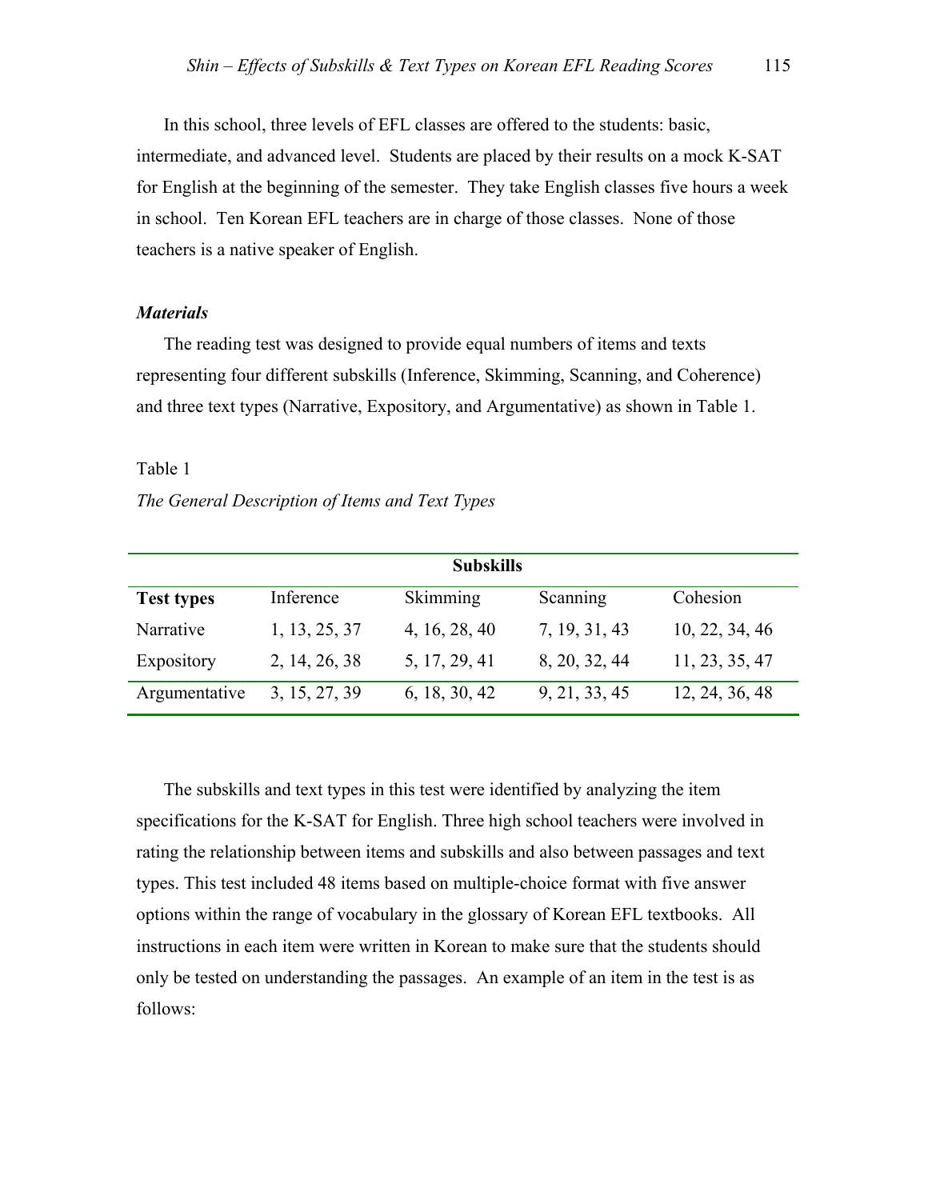In this school, three levels of EFL classes are offered to the students: basic, intermediate, and advanced level. Students are placed by their results on a mock K-SAT for English at the beginning of the semester. They take English classes five hours a week in school. Ten Korean EFL teachers are in charge of those classes. None of those teachers is a native speaker of English.

### *Materials*

The reading test was designed to provide equal numbers of items and texts representing four different subskills (Inference, Skimming, Scanning, and Coherence) and three text types (Narrative, Expository, and Argumentative) as shown in Table 1.

Table 1

*The General Description of Items and Text Types*

| | Subskills | | | |
|---|---|---|---|---|
| **Test types** | Inference | Skimming | Scanning | Cohesion |
| Narrative | 1, 13, 25, 37 | 4, 16, 28, 40 | 7, 19, 31, 43 | 10, 22, 34, 46 |
| Expository | 2, 14, 26, 38 | 5, 17, 29, 41 | 8, 20, 32, 44 | 11, 23, 35, 47 |
| Argumentative | 3, 15, 27, 39 | 6, 18, 30, 42 | 9, 21, 33, 45 | 12, 24, 36, 48 |

The subskills and text types in this test were identified by analyzing the item specifications for the K-SAT for English. Three high school teachers were involved in rating the relationship between items and subskills and also between passages and text types. This test included 48 items based on multiple-choice format with five answer options within the range of vocabulary in the glossary of Korean EFL textbooks. All instructions in each item were written in Korean to make sure that the students should only be tested on understanding the passages. An example of an item in the test is as follows: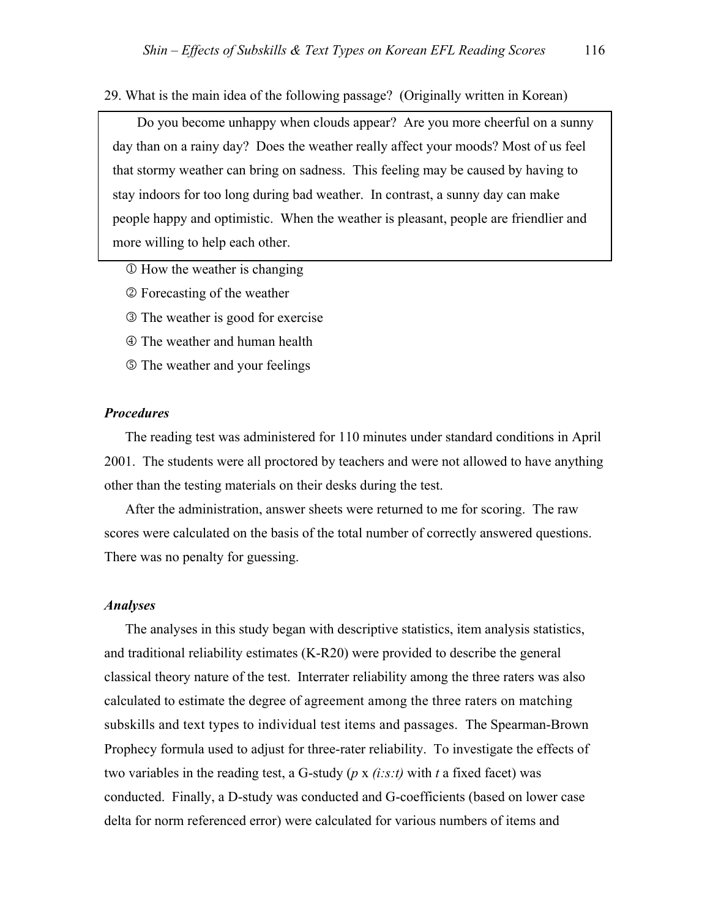29. What is the main idea of the following passage? (Originally written in Korean)

> Do you become unhappy when clouds appear? Are you more cheerful on a sunny day than on a rainy day? Does the weather really affect your moods? Most of us feel that stormy weather can bring on sadness. This feeling may be caused by having to stay indoors for too long during bad weather. In contrast, a sunny day can make people happy and optimistic. When the weather is pleasant, people are friendlier and more willing to help each other.

① How the weather is changing

② Forecasting of the weather

③ The weather is good for exercise

④ The weather and human health

⑤ The weather and your feelings

### *Procedures*

The reading test was administered for 110 minutes under standard conditions in April 2001. The students were all proctored by teachers and were not allowed to have anything other than the testing materials on their desks during the test.

After the administration, answer sheets were returned to me for scoring. The raw scores were calculated on the basis of the total number of correctly answered questions. There was no penalty for guessing.

### *Analyses*

The analyses in this study began with descriptive statistics, item analysis statistics, and traditional reliability estimates (K-R20) were provided to describe the general classical theory nature of the test. Interrater reliability among the three raters was also calculated to estimate the degree of agreement among the three raters on matching subskills and text types to individual test items and passages. The Spearman-Brown Prophecy formula used to adjust for three-rater reliability. To investigate the effects of two variables in the reading test, a G-study ($p \times (i{:}s{:}t)$ with $t$ a fixed facet) was conducted. Finally, a D-study was conducted and G-coefficients (based on lower case delta for norm referenced error) were calculated for various numbers of items and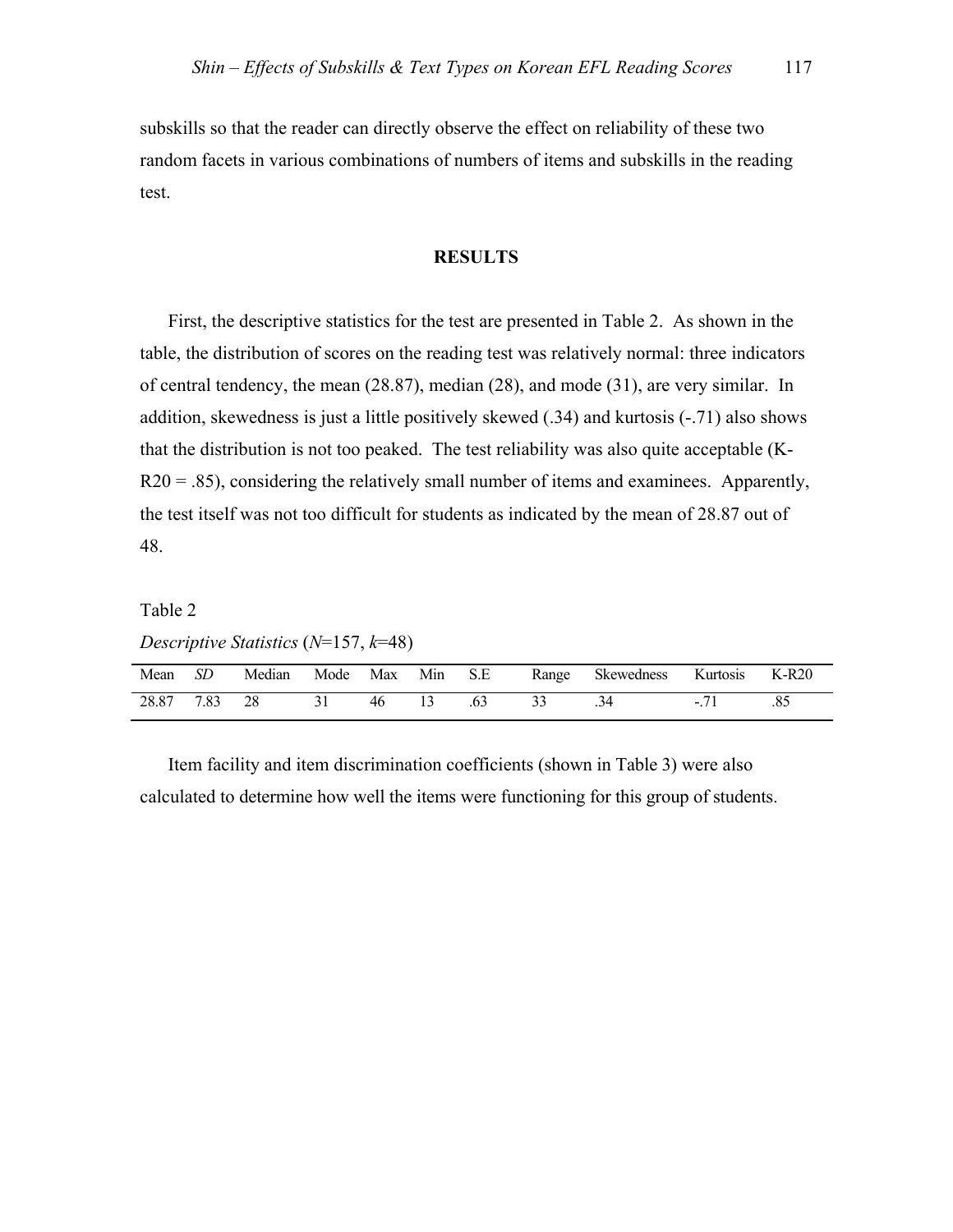subskills so that the reader can directly observe the effect on reliability of these two random facets in various combinations of numbers of items and subskills in the reading test.

## RESULTS

First, the descriptive statistics for the test are presented in Table 2. As shown in the table, the distribution of scores on the reading test was relatively normal: three indicators of central tendency, the mean (28.87), median (28), and mode (31), are very similar. In addition, skewedness is just a little positively skewed (.34) and kurtosis (-.71) also shows that the distribution is not too peaked. The test reliability was also quite acceptable (K-R20 = .85), considering the relatively small number of items and examinees. Apparently, the test itself was not too difficult for students as indicated by the mean of 28.87 out of 48.

Table 2

*Descriptive Statistics* ($N$=157, $k$=48)

| Mean | *SD* | Median | Mode | Max | Min | S.E | Range | Skewedness | Kurtosis | K-R20 |
|---|---|---|---|---|---|---|---|---|---|---|
| 28.87 | 7.83 | 28 | 31 | 46 | 13 | .63 | 33 | .34 | -.71 | .85 |

Item facility and item discrimination coefficients (shown in Table 3) were also calculated to determine how well the items were functioning for this group of students.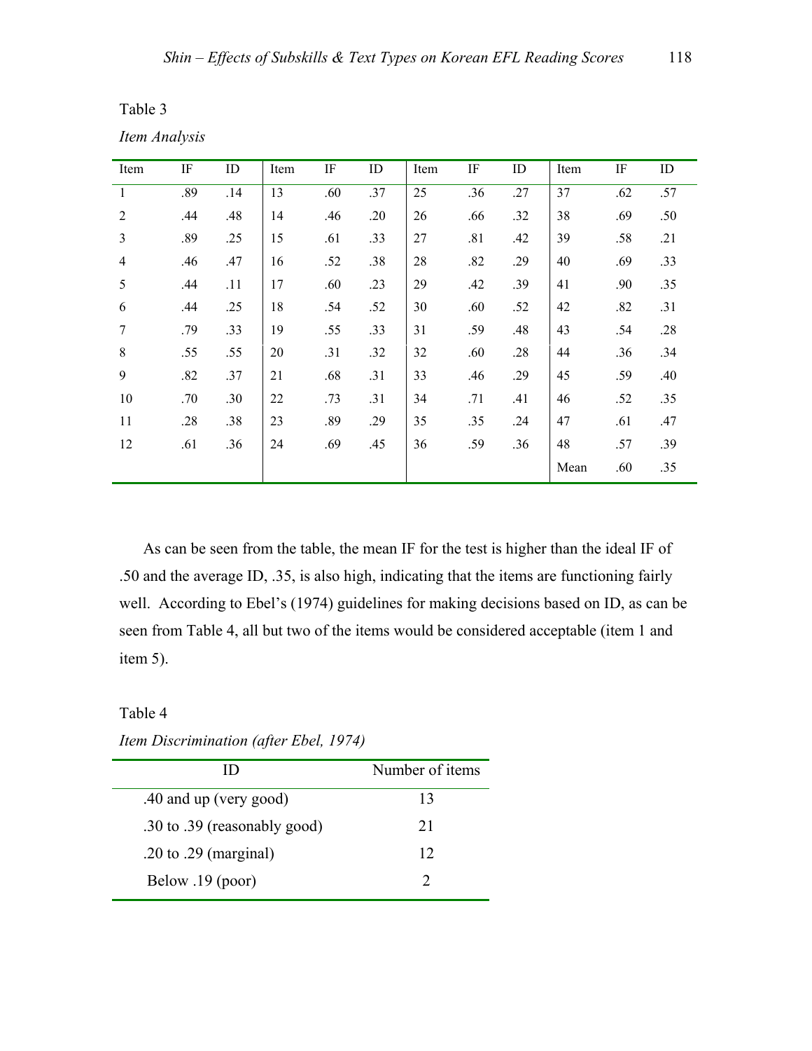Table 3

*Item Analysis*

| Item | IF | ID | Item | IF | ID | Item | IF | ID | Item | IF | ID |
|---|---|---|---|---|---|---|---|---|---|---|---|
| 1 | .89 | .14 | 13 | .60 | .37 | 25 | .36 | .27 | 37 | .62 | .57 |
| 2 | .44 | .48 | 14 | .46 | .20 | 26 | .66 | .32 | 38 | .69 | .50 |
| 3 | .89 | .25 | 15 | .61 | .33 | 27 | .81 | .42 | 39 | .58 | .21 |
| 4 | .46 | .47 | 16 | .52 | .38 | 28 | .82 | .29 | 40 | .69 | .33 |
| 5 | .44 | .11 | 17 | .60 | .23 | 29 | .42 | .39 | 41 | .90 | .35 |
| 6 | .44 | .25 | 18 | .54 | .52 | 30 | .60 | .52 | 42 | .82 | .31 |
| 7 | .79 | .33 | 19 | .55 | .33 | 31 | .59 | .48 | 43 | .54 | .28 |
| 8 | .55 | .55 | 20 | .31 | .32 | 32 | .60 | .28 | 44 | .36 | .34 |
| 9 | .82 | .37 | 21 | .68 | .31 | 33 | .46 | .29 | 45 | .59 | .40 |
| 10 | .70 | .30 | 22 | .73 | .31 | 34 | .71 | .41 | 46 | .52 | .35 |
| 11 | .28 | .38 | 23 | .89 | .29 | 35 | .35 | .24 | 47 | .61 | .47 |
| 12 | .61 | .36 | 24 | .69 | .45 | 36 | .59 | .36 | 48 | .57 | .39 |
| | | | | | | | | | Mean | .60 | .35 |

As can be seen from the table, the mean IF for the test is higher than the ideal IF of .50 and the average ID, .35, is also high, indicating that the items are functioning fairly well. According to Ebel's (1974) guidelines for making decisions based on ID, as can be seen from Table 4, all but two of the items would be considered acceptable (item 1 and item 5).

Table 4

*Item Discrimination (after Ebel, 1974)*

| ID | Number of items |
|---|---|
| .40 and up (very good) | 13 |
| .30 to .39 (reasonably good) | 21 |
| .20 to .29 (marginal) | 12 |
| Below .19 (poor) | 2 |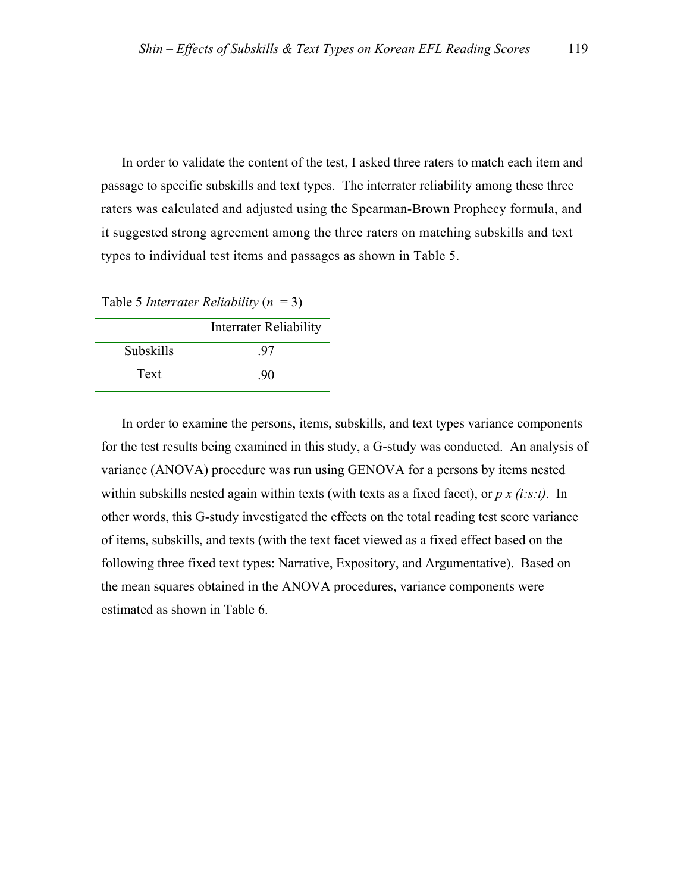In order to validate the content of the test, I asked three raters to match each item and passage to specific subskills and text types. The interrater reliability among these three raters was calculated and adjusted using the Spearman-Brown Prophecy formula, and it suggested strong agreement among the three raters on matching subskills and text types to individual test items and passages as shown in Table 5.

Table 5 *Interrater Reliability* ($n = 3$)

| | Interrater Reliability |
|---|---|
| Subskills | .97 |
| Text | .90 |

In order to examine the persons, items, subskills, and text types variance components for the test results being examined in this study, a G-study was conducted. An analysis of variance (ANOVA) procedure was run using GENOVA for a persons by items nested within subskills nested again within texts (with texts as a fixed facet), or $p \times (i{:}s{:}t)$. In other words, this G-study investigated the effects on the total reading test score variance of items, subskills, and texts (with the text facet viewed as a fixed effect based on the following three fixed text types: Narrative, Expository, and Argumentative). Based on the mean squares obtained in the ANOVA procedures, variance components were estimated as shown in Table 6.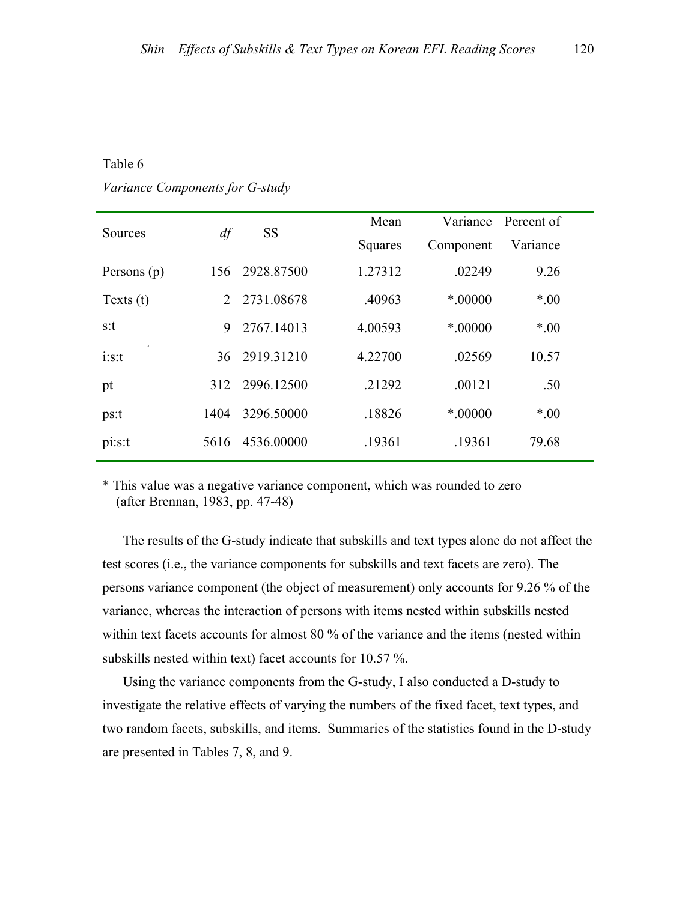Table 6

*Variance Components for G-study*

| Sources | *df* | SS | Mean Squares | Variance Component | Percent of Variance |
|---|---|---|---|---|---|
| Persons (p) | 156 | 2928.87500 | 1.27312 | .02249 | 9.26 |
| Texts (t) | 2 | 2731.08678 | .40963 | *.00000 | *.00 |
| s:t | 9 | 2767.14013 | 4.00593 | *.00000 | *.00 |
| i:s:t | 36 | 2919.31210 | 4.22700 | .02569 | 10.57 |
| pt | 312 | 2996.12500 | .21292 | .00121 | .50 |
| ps:t | 1404 | 3296.50000 | .18826 | *.00000 | *.00 |
| pi:s:t | 5616 | 4536.00000 | .19361 | .19361 | 79.68 |

* This value was a negative variance component, which was rounded to zero (after Brennan, 1983, pp. 47-48)

The results of the G-study indicate that subskills and text types alone do not affect the test scores (i.e., the variance components for subskills and text facets are zero). The persons variance component (the object of measurement) only accounts for 9.26 % of the variance, whereas the interaction of persons with items nested within subskills nested within text facets accounts for almost 80 % of the variance and the items (nested within subskills nested within text) facet accounts for 10.57 %.

Using the variance components from the G-study, I also conducted a D-study to investigate the relative effects of varying the numbers of the fixed facet, text types, and two random facets, subskills, and items. Summaries of the statistics found in the D-study are presented in Tables 7, 8, and 9.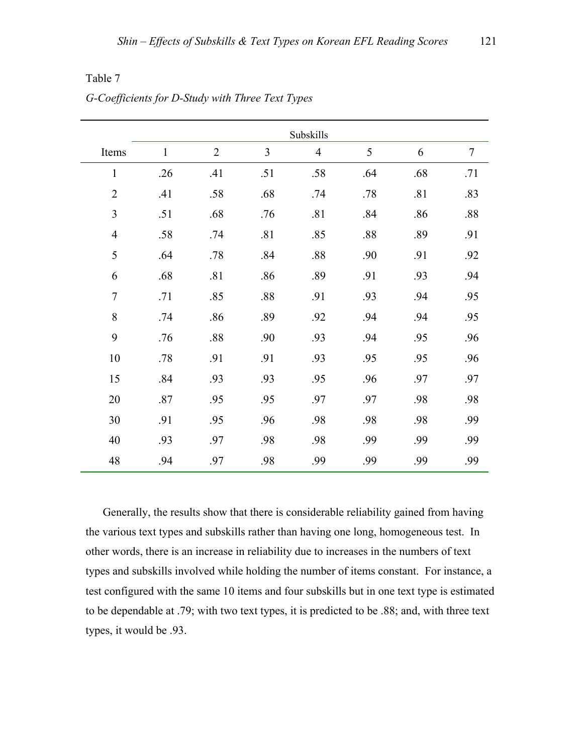Table 7

*G-Coefficients for D-Study with Three Text Types*

| Items | Subskills | | | | | | |
|---|---|---|---|---|---|---|---|
| | 1 | 2 | 3 | 4 | 5 | 6 | 7 |
| 1 | .26 | .41 | .51 | .58 | .64 | .68 | .71 |
| 2 | .41 | .58 | .68 | .74 | .78 | .81 | .83 |
| 3 | .51 | .68 | .76 | .81 | .84 | .86 | .88 |
| 4 | .58 | .74 | .81 | .85 | .88 | .89 | .91 |
| 5 | .64 | .78 | .84 | .88 | .90 | .91 | .92 |
| 6 | .68 | .81 | .86 | .89 | .91 | .93 | .94 |
| 7 | .71 | .85 | .88 | .91 | .93 | .94 | .95 |
| 8 | .74 | .86 | .89 | .92 | .94 | .94 | .95 |
| 9 | .76 | .88 | .90 | .93 | .94 | .95 | .96 |
| 10 | .78 | .91 | .91 | .93 | .95 | .95 | .96 |
| 15 | .84 | .93 | .93 | .95 | .96 | .97 | .97 |
| 20 | .87 | .95 | .95 | .97 | .97 | .98 | .98 |
| 30 | .91 | .95 | .96 | .98 | .98 | .98 | .99 |
| 40 | .93 | .97 | .98 | .98 | .99 | .99 | .99 |
| 48 | .94 | .97 | .98 | .99 | .99 | .99 | .99 |

Generally, the results show that there is considerable reliability gained from having the various text types and subskills rather than having one long, homogeneous test. In other words, there is an increase in reliability due to increases in the numbers of text types and subskills involved while holding the number of items constant. For instance, a test configured with the same 10 items and four subskills but in one text type is estimated to be dependable at .79; with two text types, it is predicted to be .88; and, with three text types, it would be .93.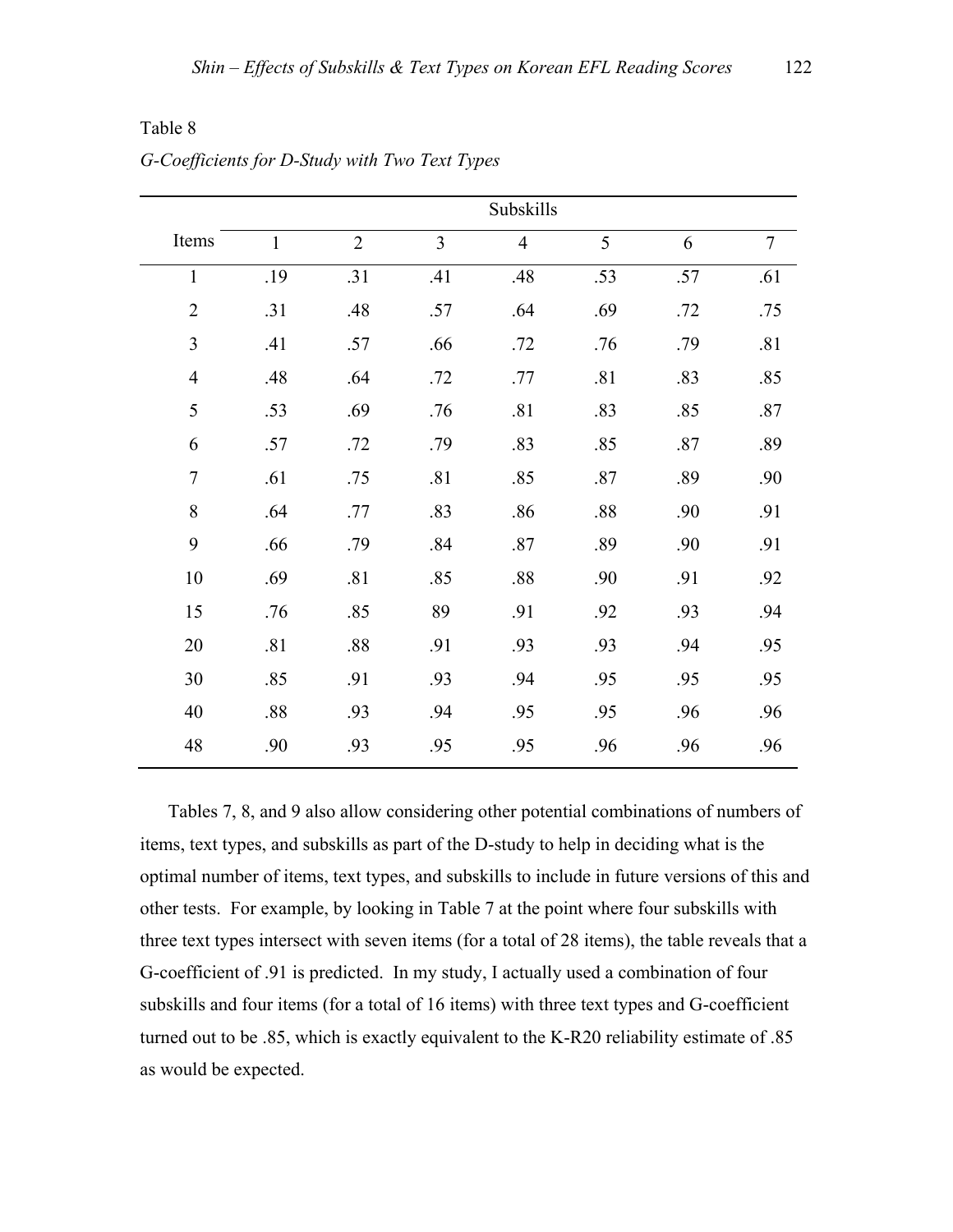Table 8

*G-Coefficients for D-Study with Two Text Types*

| Items | Subskills | | | | | | |
|---|---|---|---|---|---|---|---|
| | 1 | 2 | 3 | 4 | 5 | 6 | 7 |
| 1 | .19 | .31 | .41 | .48 | .53 | .57 | .61 |
| 2 | .31 | .48 | .57 | .64 | .69 | .72 | .75 |
| 3 | .41 | .57 | .66 | .72 | .76 | .79 | .81 |
| 4 | .48 | .64 | .72 | .77 | .81 | .83 | .85 |
| 5 | .53 | .69 | .76 | .81 | .83 | .85 | .87 |
| 6 | .57 | .72 | .79 | .83 | .85 | .87 | .89 |
| 7 | .61 | .75 | .81 | .85 | .87 | .89 | .90 |
| 8 | .64 | .77 | .83 | .86 | .88 | .90 | .91 |
| 9 | .66 | .79 | .84 | .87 | .89 | .90 | .91 |
| 10 | .69 | .81 | .85 | .88 | .90 | .91 | .92 |
| 15 | .76 | .85 | 89 | .91 | .92 | .93 | .94 |
| 20 | .81 | .88 | .91 | .93 | .93 | .94 | .95 |
| 30 | .85 | .91 | .93 | .94 | .95 | .95 | .95 |
| 40 | .88 | .93 | .94 | .95 | .95 | .96 | .96 |
| 48 | .90 | .93 | .95 | .95 | .96 | .96 | .96 |

Tables 7, 8, and 9 also allow considering other potential combinations of numbers of items, text types, and subskills as part of the D-study to help in deciding what is the optimal number of items, text types, and subskills to include in future versions of this and other tests. For example, by looking in Table 7 at the point where four subskills with three text types intersect with seven items (for a total of 28 items), the table reveals that a G-coefficient of .91 is predicted. In my study, I actually used a combination of four subskills and four items (for a total of 16 items) with three text types and G-coefficient turned out to be .85, which is exactly equivalent to the K-R20 reliability estimate of .85 as would be expected.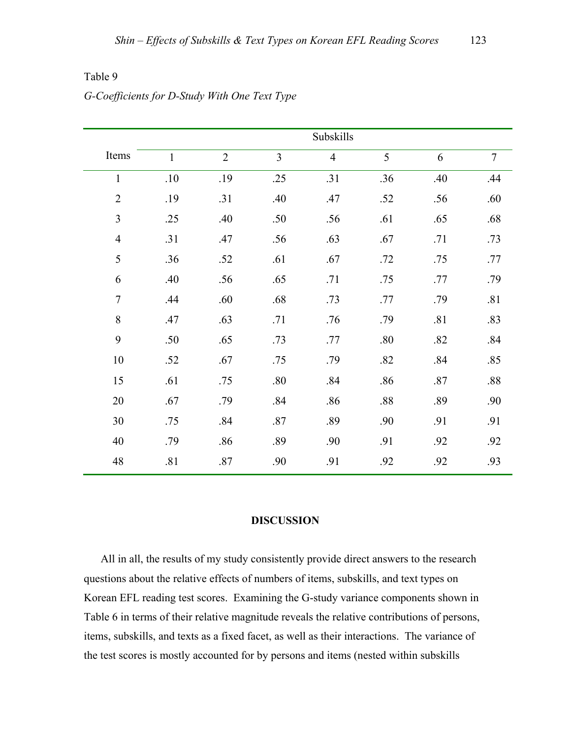Table 9

*G-Coefficients for D-Study With One Text Type*

| Items | Subskills | | | | | | |
|---|---|---|---|---|---|---|---|
| | 1 | 2 | 3 | 4 | 5 | 6 | 7 |
| 1 | .10 | .19 | .25 | .31 | .36 | .40 | .44 |
| 2 | .19 | .31 | .40 | .47 | .52 | .56 | .60 |
| 3 | .25 | .40 | .50 | .56 | .61 | .65 | .68 |
| 4 | .31 | .47 | .56 | .63 | .67 | .71 | .73 |
| 5 | .36 | .52 | .61 | .67 | .72 | .75 | .77 |
| 6 | .40 | .56 | .65 | .71 | .75 | .77 | .79 |
| 7 | .44 | .60 | .68 | .73 | .77 | .79 | .81 |
| 8 | .47 | .63 | .71 | .76 | .79 | .81 | .83 |
| 9 | .50 | .65 | .73 | .77 | .80 | .82 | .84 |
| 10 | .52 | .67 | .75 | .79 | .82 | .84 | .85 |
| 15 | .61 | .75 | .80 | .84 | .86 | .87 | .88 |
| 20 | .67 | .79 | .84 | .86 | .88 | .89 | .90 |
| 30 | .75 | .84 | .87 | .89 | .90 | .91 | .91 |
| 40 | .79 | .86 | .89 | .90 | .91 | .92 | .92 |
| 48 | .81 | .87 | .90 | .91 | .92 | .92 | .93 |

## DISCUSSION

All in all, the results of my study consistently provide direct answers to the research questions about the relative effects of numbers of items, subskills, and text types on Korean EFL reading test scores. Examining the G-study variance components shown in Table 6 in terms of their relative magnitude reveals the relative contributions of persons, items, subskills, and texts as a fixed facet, as well as their interactions. The variance of the test scores is mostly accounted for by persons and items (nested within subskills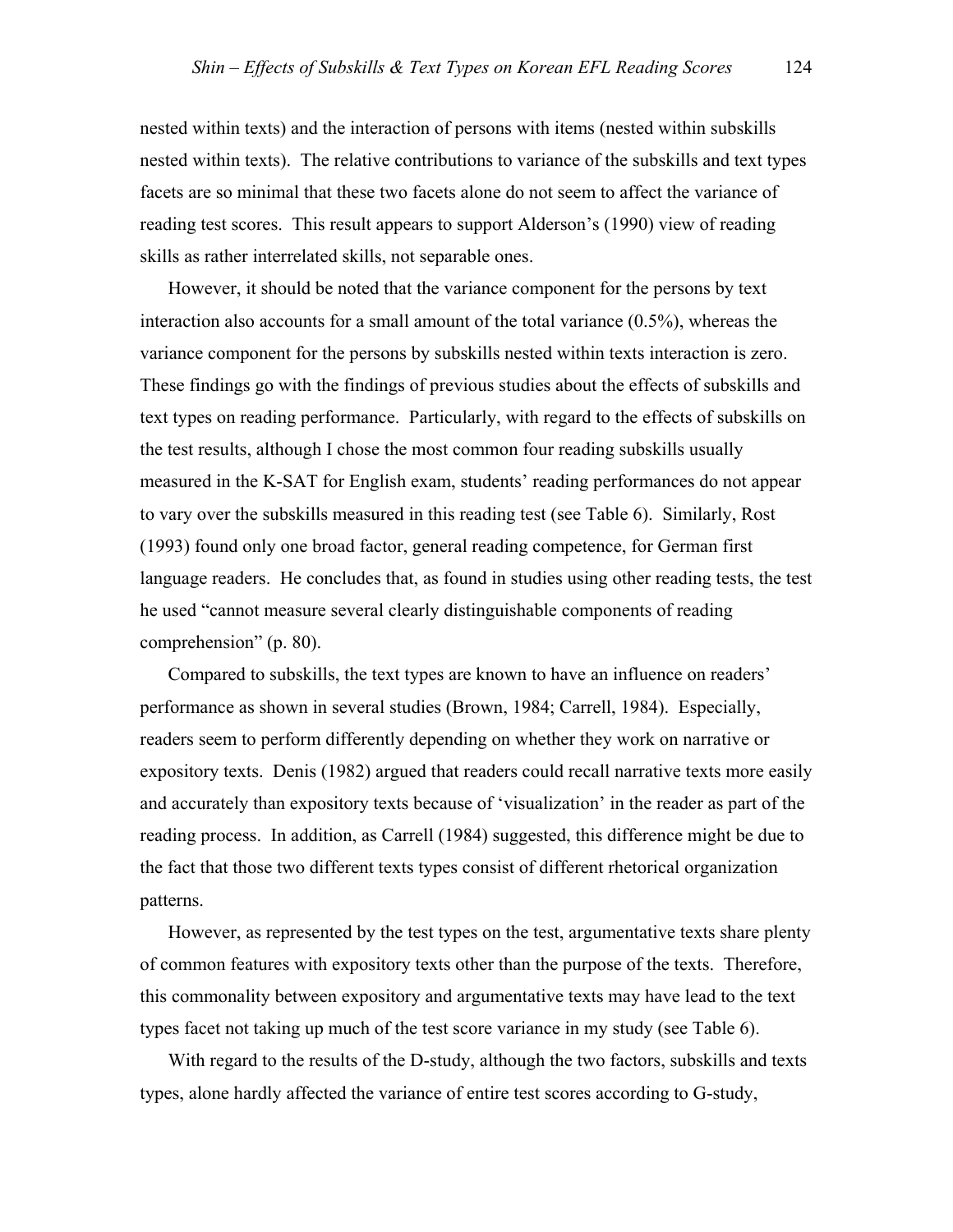nested within texts) and the interaction of persons with items (nested within subskills nested within texts). The relative contributions to variance of the subskills and text types facets are so minimal that these two facets alone do not seem to affect the variance of reading test scores. This result appears to support Alderson's (1990) view of reading skills as rather interrelated skills, not separable ones.

However, it should be noted that the variance component for the persons by text interaction also accounts for a small amount of the total variance (0.5%), whereas the variance component for the persons by subskills nested within texts interaction is zero. These findings go with the findings of previous studies about the effects of subskills and text types on reading performance. Particularly, with regard to the effects of subskills on the test results, although I chose the most common four reading subskills usually measured in the K-SAT for English exam, students' reading performances do not appear to vary over the subskills measured in this reading test (see Table 6). Similarly, Rost (1993) found only one broad factor, general reading competence, for German first language readers. He concludes that, as found in studies using other reading tests, the test he used "cannot measure several clearly distinguishable components of reading comprehension" (p. 80).

Compared to subskills, the text types are known to have an influence on readers' performance as shown in several studies (Brown, 1984; Carrell, 1984). Especially, readers seem to perform differently depending on whether they work on narrative or expository texts. Denis (1982) argued that readers could recall narrative texts more easily and accurately than expository texts because of 'visualization' in the reader as part of the reading process. In addition, as Carrell (1984) suggested, this difference might be due to the fact that those two different texts types consist of different rhetorical organization patterns.

However, as represented by the test types on the test, argumentative texts share plenty of common features with expository texts other than the purpose of the texts. Therefore, this commonality between expository and argumentative texts may have lead to the text types facet not taking up much of the test score variance in my study (see Table 6).

With regard to the results of the D-study, although the two factors, subskills and texts types, alone hardly affected the variance of entire test scores according to G-study,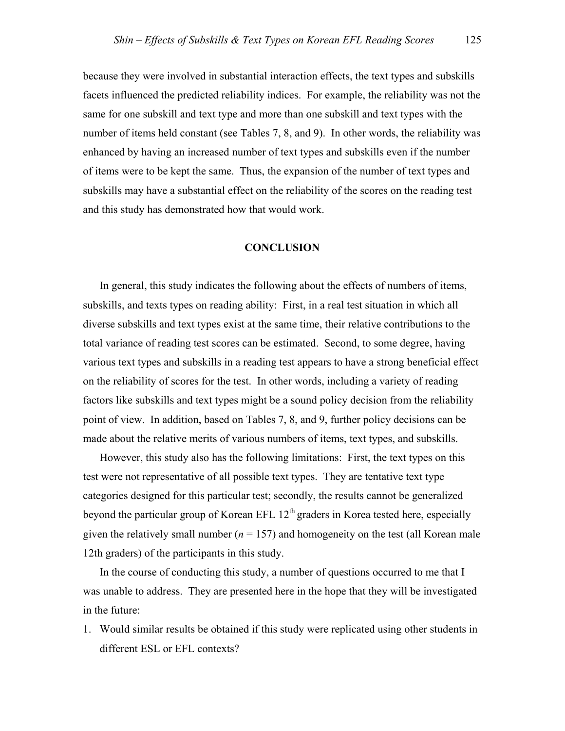because they were involved in substantial interaction effects, the text types and subskills facets influenced the predicted reliability indices. For example, the reliability was not the same for one subskill and text type and more than one subskill and text types with the number of items held constant (see Tables 7, 8, and 9). In other words, the reliability was enhanced by having an increased number of text types and subskills even if the number of items were to be kept the same. Thus, the expansion of the number of text types and subskills may have a substantial effect on the reliability of the scores on the reading test and this study has demonstrated how that would work.

## CONCLUSION

In general, this study indicates the following about the effects of numbers of items, subskills, and texts types on reading ability: First, in a real test situation in which all diverse subskills and text types exist at the same time, their relative contributions to the total variance of reading test scores can be estimated. Second, to some degree, having various text types and subskills in a reading test appears to have a strong beneficial effect on the reliability of scores for the test. In other words, including a variety of reading factors like subskills and text types might be a sound policy decision from the reliability point of view. In addition, based on Tables 7, 8, and 9, further policy decisions can be made about the relative merits of various numbers of items, text types, and subskills.

However, this study also has the following limitations: First, the text types on this test were not representative of all possible text types. They are tentative text type categories designed for this particular test; secondly, the results cannot be generalized beyond the particular group of Korean EFL 12th graders in Korea tested here, especially given the relatively small number ($n$ = 157) and homogeneity on the test (all Korean male 12th graders) of the participants in this study.

In the course of conducting this study, a number of questions occurred to me that I was unable to address. They are presented here in the hope that they will be investigated in the future:

1. Would similar results be obtained if this study were replicated using other students in different ESL or EFL contexts?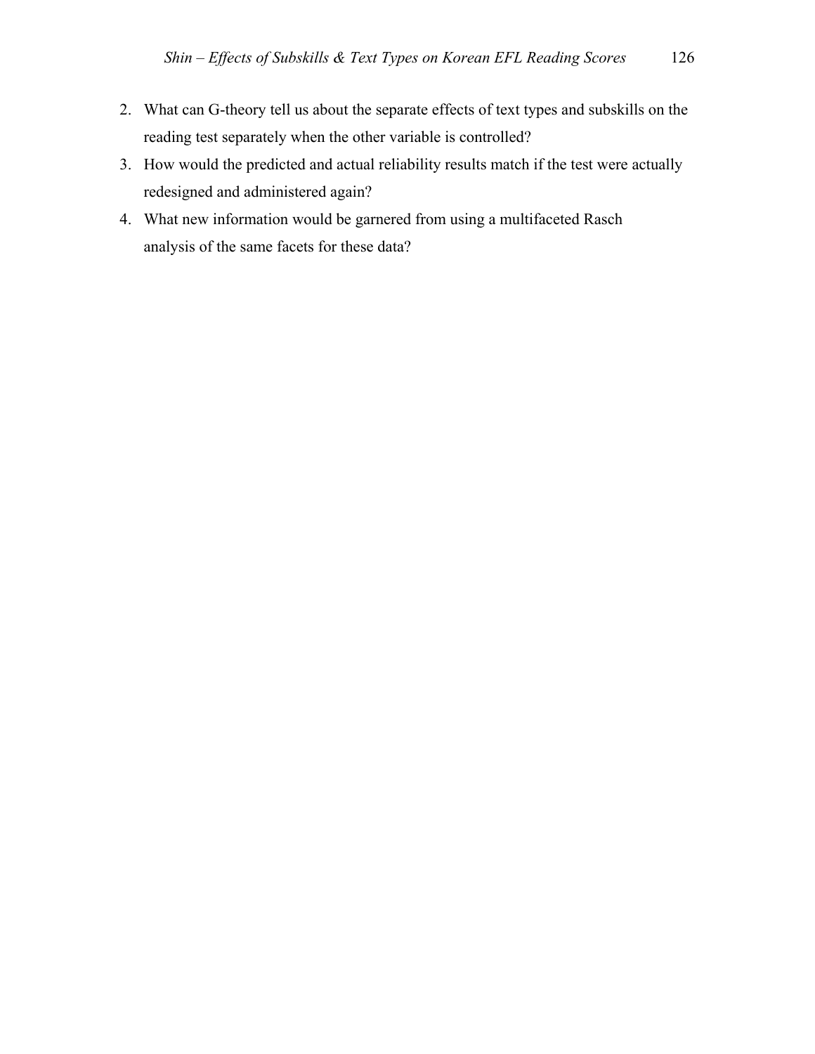2. What can G-theory tell us about the separate effects of text types and subskills on the reading test separately when the other variable is controlled?
3. How would the predicted and actual reliability results match if the test were actually redesigned and administered again?
4. What new information would be garnered from using a multifaceted Rasch analysis of the same facets for these data?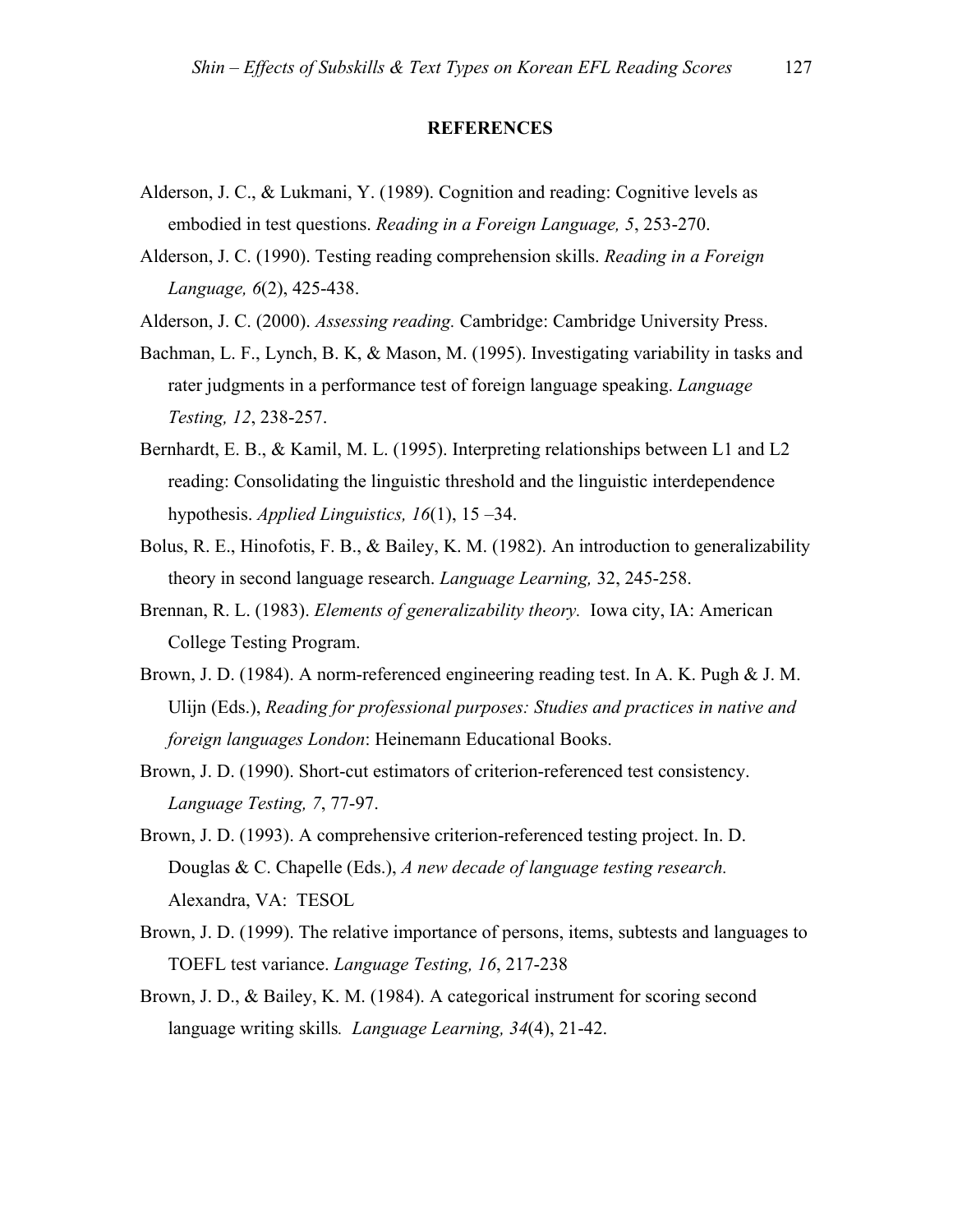## REFERENCES

Alderson, J. C., & Lukmani, Y. (1989). Cognition and reading: Cognitive levels as embodied in test questions. *Reading in a Foreign Language, 5*, 253-270.

Alderson, J. C. (1990). Testing reading comprehension skills. *Reading in a Foreign Language, 6*(2), 425-438.

Alderson, J. C. (2000). *Assessing reading.* Cambridge: Cambridge University Press.

Bachman, L. F., Lynch, B. K, & Mason, M. (1995). Investigating variability in tasks and rater judgments in a performance test of foreign language speaking. *Language Testing, 12*, 238-257.

Bernhardt, E. B., & Kamil, M. L. (1995). Interpreting relationships between L1 and L2 reading: Consolidating the linguistic threshold and the linguistic interdependence hypothesis. *Applied Linguistics, 16*(1), 15 –34.

Bolus, R. E., Hinofotis, F. B., & Bailey, K. M. (1982). An introduction to generalizability theory in second language research. *Language Learning,* 32, 245-258.

Brennan, R. L. (1983). *Elements of generalizability theory.* Iowa city, IA: American College Testing Program.

Brown, J. D. (1984). A norm-referenced engineering reading test. In A. K. Pugh & J. M. Ulijn (Eds.), *Reading for professional purposes: Studies and practices in native and foreign languages London*: Heinemann Educational Books.

Brown, J. D. (1990). Short-cut estimators of criterion-referenced test consistency. *Language Testing, 7*, 77-97.

Brown, J. D. (1993). A comprehensive criterion-referenced testing project. In. D. Douglas & C. Chapelle (Eds.), *A new decade of language testing research.* Alexandra, VA: TESOL

Brown, J. D. (1999). The relative importance of persons, items, subtests and languages to TOEFL test variance. *Language Testing, 16*, 217-238

Brown, J. D., & Bailey, K. M. (1984). A categorical instrument for scoring second language writing skills*. Language Learning, 34*(4), 21-42.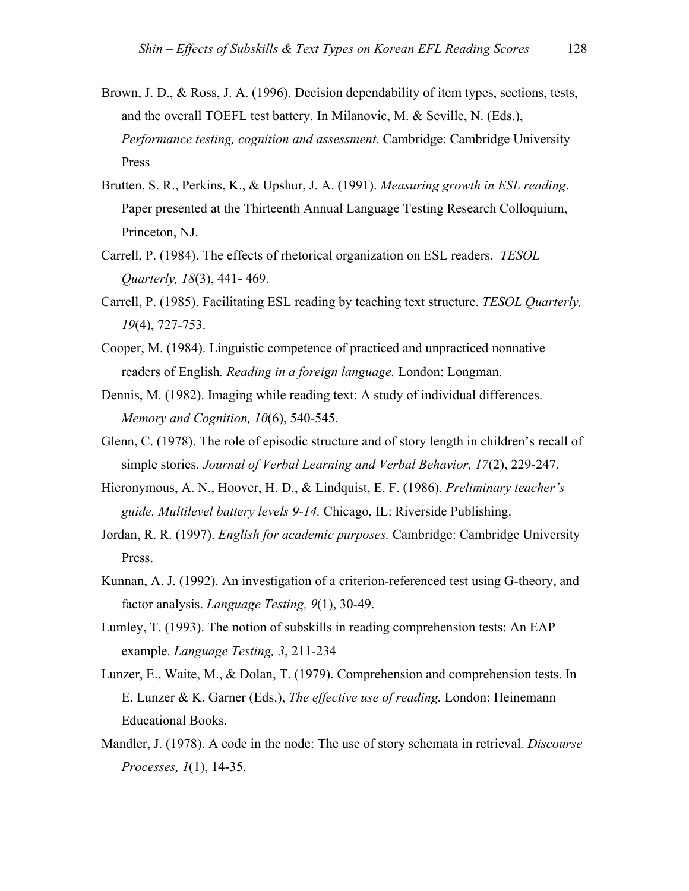Brown, J. D., & Ross, J. A. (1996). Decision dependability of item types, sections, tests, and the overall TOEFL test battery. In Milanovic, M. & Seville, N. (Eds.), *Performance testing, cognition and assessment.* Cambridge: Cambridge University Press

Brutten, S. R., Perkins, K., & Upshur, J. A. (1991). *Measuring growth in ESL reading*. Paper presented at the Thirteenth Annual Language Testing Research Colloquium, Princeton, NJ.

Carrell, P. (1984). The effects of rhetorical organization on ESL readers. *TESOL Quarterly, 18*(3), 441- 469.

Carrell, P. (1985). Facilitating ESL reading by teaching text structure. *TESOL Quarterly, 19*(4), 727-753.

Cooper, M. (1984). Linguistic competence of practiced and unpracticed nonnative readers of English*. Reading in a foreign language.* London: Longman.

Dennis, M. (1982). Imaging while reading text: A study of individual differences. *Memory and Cognition, 10*(6), 540-545.

Glenn, C. (1978). The role of episodic structure and of story length in children's recall of simple stories. *Journal of Verbal Learning and Verbal Behavior, 17*(2), 229-247.

Hieronymous, A. N., Hoover, H. D., & Lindquist, E. F. (1986). *Preliminary teacher's guide. Multilevel battery levels 9-14.* Chicago, IL: Riverside Publishing.

Jordan, R. R. (1997). *English for academic purposes.* Cambridge: Cambridge University Press.

Kunnan, A. J. (1992). An investigation of a criterion-referenced test using G-theory, and factor analysis. *Language Testing, 9*(1), 30-49.

Lumley, T. (1993). The notion of subskills in reading comprehension tests: An EAP example. *Language Testing, 3*, 211-234

Lunzer, E., Waite, M., & Dolan, T. (1979). Comprehension and comprehension tests. In E. Lunzer & K. Garner (Eds.), *The effective use of reading.* London: Heinemann Educational Books.

Mandler, J. (1978). A code in the node: The use of story schemata in retrieval*. Discourse Processes, 1*(1), 14-35.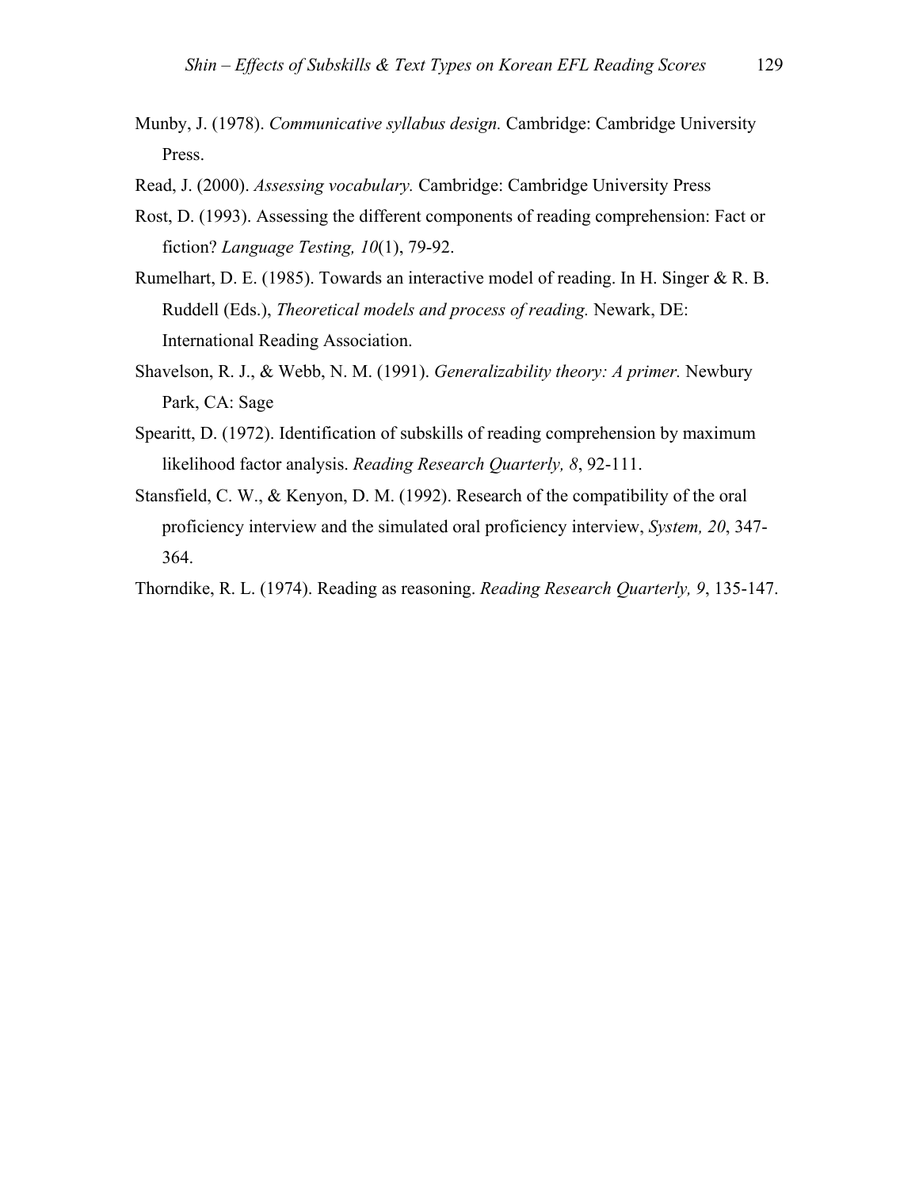Munby, J. (1978). *Communicative syllabus design.* Cambridge: Cambridge University Press.

Read, J. (2000). *Assessing vocabulary.* Cambridge: Cambridge University Press

Rost, D. (1993). Assessing the different components of reading comprehension: Fact or fiction? *Language Testing, 10*(1), 79-92.

Rumelhart, D. E. (1985). Towards an interactive model of reading. In H. Singer & R. B. Ruddell (Eds.), *Theoretical models and process of reading.* Newark, DE: International Reading Association.

Shavelson, R. J., & Webb, N. M. (1991). *Generalizability theory: A primer.* Newbury Park, CA: Sage

Spearitt, D. (1972). Identification of subskills of reading comprehension by maximum likelihood factor analysis. *Reading Research Quarterly, 8*, 92-111.

Stansfield, C. W., & Kenyon, D. M. (1992). Research of the compatibility of the oral proficiency interview and the simulated oral proficiency interview, *System, 20*, 347-364.

Thorndike, R. L. (1974). Reading as reasoning. *Reading Research Quarterly, 9*, 135-147.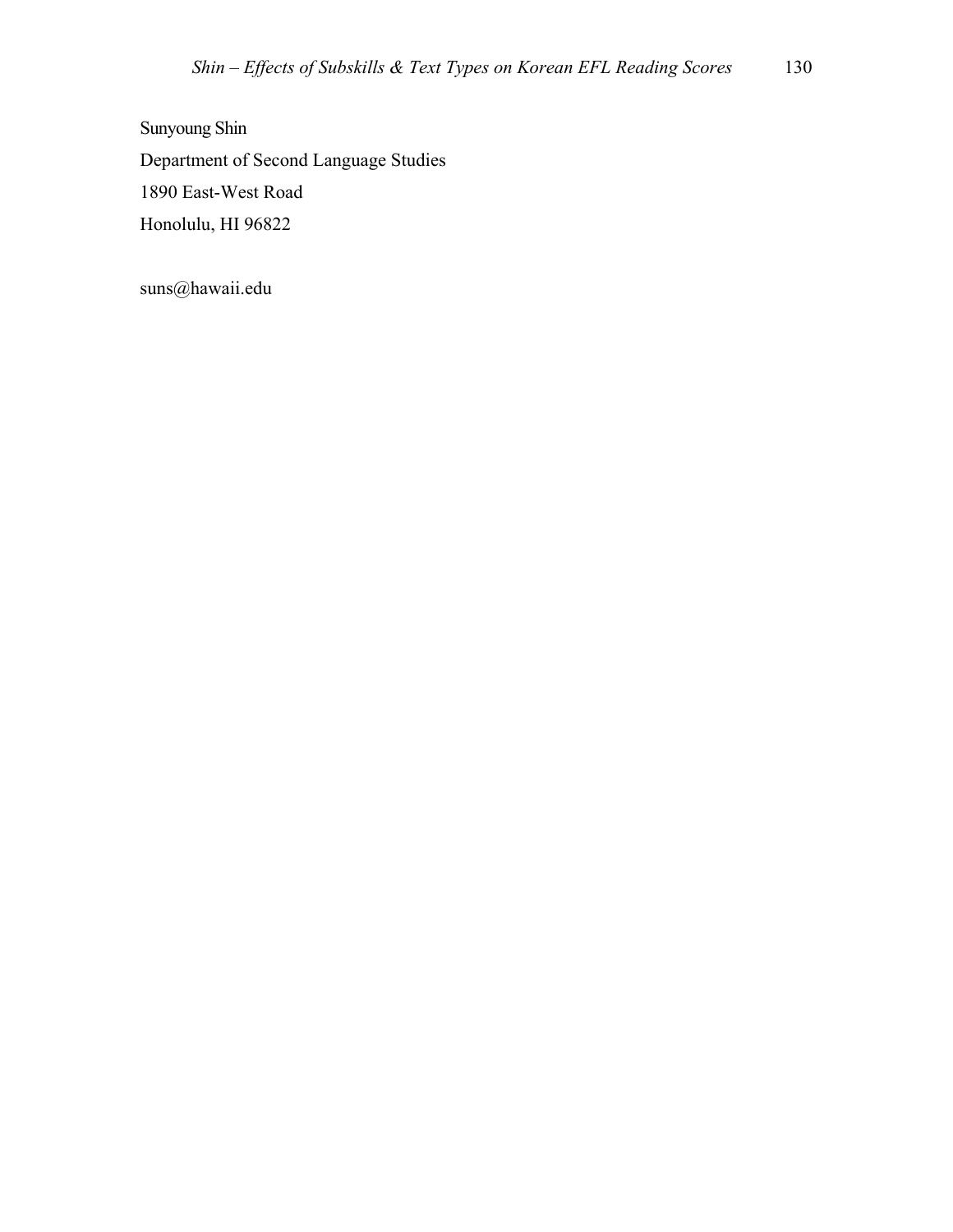Sunyoung Shin
Department of Second Language Studies
1890 East-West Road
Honolulu, HI 96822

suns@hawaii.edu